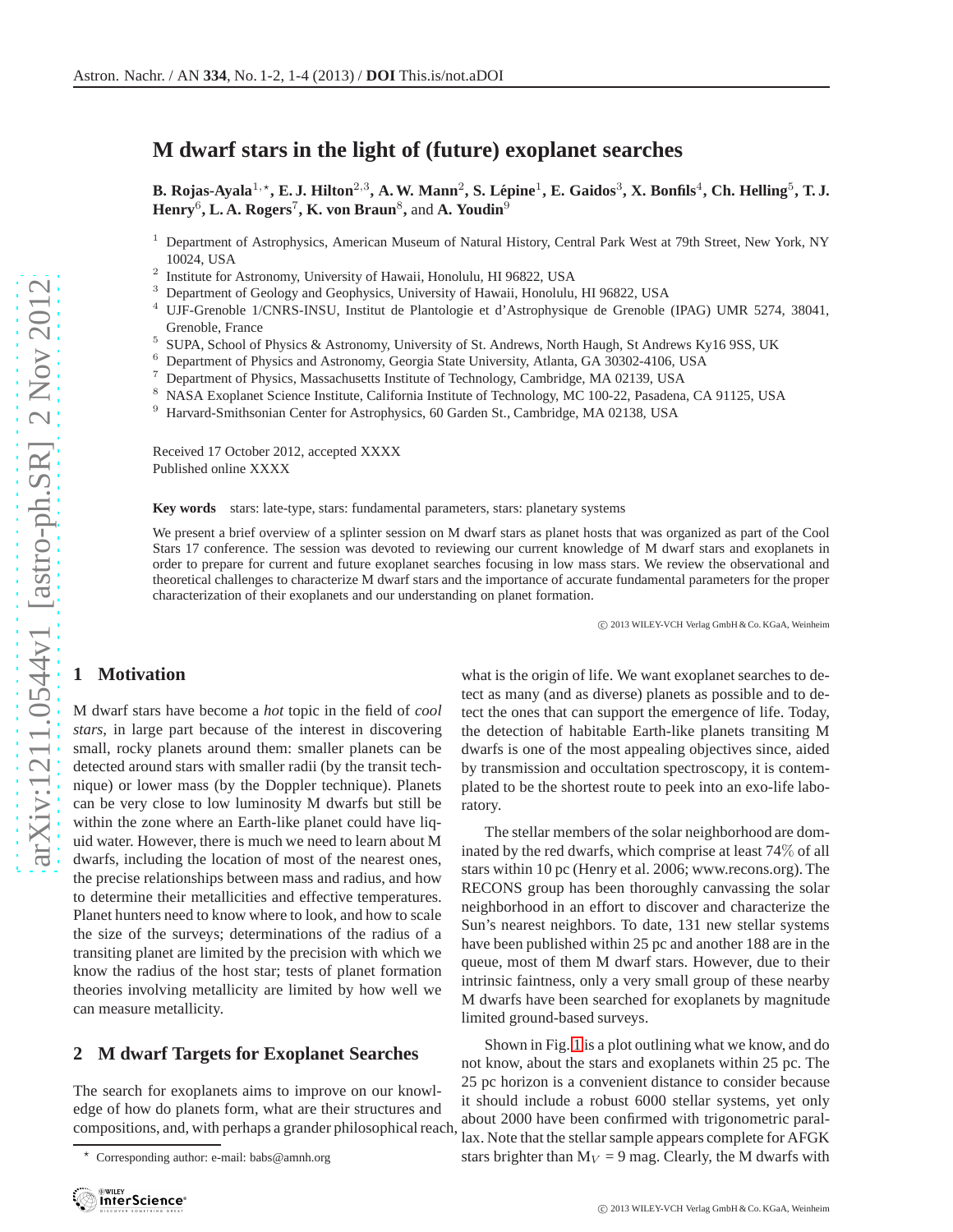# M dwarf stars in the light of (future) exoplanet searches

**B. Rojas-Ayala[1,⋆], E. J. Hilton[2,3], A. W. Mann[2], S. Lépine[1], E. Gaidos[3], X. Bonfils[4], Ch. Helling[5], T. J. Henry[6], L. A. Rogers[7], K. von Braun[8], and A. Youdin[9]**

[1] Department of Astrophysics, American Museum of Natural History, Central Park West at 79th Street, New York, NY 10024, USA
[2] Institute for Astronomy, University of Hawaii, Honolulu, HI 96822, USA
[3] Department of Geology and Geophysics, University of Hawaii, Honolulu, HI 96822, USA
[4] UJF-Grenoble 1/CNRS-INSU, Institut de Plantologie et d'Astrophysique de Grenoble (IPAG) UMR 5274, 38041, Grenoble, France
[5] SUPA, School of Physics & Astronomy, University of St. Andrews, North Haugh, St Andrews Ky16 9SS, UK
[6] Department of Physics and Astronomy, Georgia State University, Atlanta, GA 30302-4106, USA
[7] Department of Physics, Massachusetts Institute of Technology, Cambridge, MA 02139, USA
[8] NASA Exoplanet Science Institute, California Institute of Technology, MC 100-22, Pasadena, CA 91125, USA
[9] Harvard-Smithsonian Center for Astrophysics, 60 Garden St., Cambridge, MA 02138, USA

Received 17 October 2012, accepted XXXX
Published online XXXX

**Key words** stars: late-type, stars: fundamental parameters, stars: planetary systems

We present a brief overview of a splinter session on M dwarf stars as planet hosts that was organized as part of the Cool Stars 17 conference. The session was devoted to reviewing our current knowledge of M dwarf stars and exoplanets in order to prepare for current and future exoplanet searches focusing in low mass stars. We review the observational and theoretical challenges to characterize M dwarf stars and the importance of accurate fundamental parameters for the proper characterization of their exoplanets and our understanding on planet formation.

© 2013 WILEY-VCH Verlag GmbH & Co. KGaA, Weinheim

## 1 Motivation

M dwarf stars have become a *hot* topic in the field of *cool stars*, in large part because of the interest in discovering small, rocky planets around them: smaller planets can be detected around stars with smaller radii (by the transit technique) or lower mass (by the Doppler technique). Planets can be very close to low luminosity M dwarfs but still be within the zone where an Earth-like planet could have liquid water. However, there is much we need to learn about M dwarfs, including the location of most of the nearest ones, the precise relationships between mass and radius, and how to determine their metallicities and effective temperatures. Planet hunters need to know where to look, and how to scale the size of the surveys; determinations of the radius of a transiting planet are limited by the precision with which we know the radius of the host star; tests of planet formation theories involving metallicity are limited by how well we can measure metallicity.

## 2 M dwarf Targets for Exoplanet Searches

The search for exoplanets aims to improve on our knowledge of how do planets form, what are their structures and compositions, and, with perhaps a grander philosophical reach, what is the origin of life. We want exoplanet searches to detect as many (and as diverse) planets as possible and to detect the ones that can support the emergence of life. Today, the detection of habitable Earth-like planets transiting M dwarfs is one of the most appealing objectives since, aided by transmission and occultation spectroscopy, it is contemplated to be the shortest route to peek into an exo-life laboratory.

The stellar members of the solar neighborhood are dominated by the red dwarfs, which comprise at least 74% of all stars within 10 pc (Henry et al. 2006; www.recons.org). The RECONS group has been thoroughly canvassing the solar neighborhood in an effort to discover and characterize the Sun's nearest neighbors. To date, 131 new stellar systems have been published within 25 pc and another 188 are in the queue, most of them M dwarf stars. However, due to their intrinsic faintness, only a very small group of these nearby M dwarfs have been searched for exoplanets by magnitude limited ground-based surveys.

Shown in Fig. 1 is a plot outlining what we know, and do not know, about the stars and exoplanets within 25 pc. The 25 pc horizon is a convenient distance to consider because it should include a robust 6000 stellar systems, yet only about 2000 have been confirmed with trigonometric parallax. Note that the stellar sample appears complete for AFGK stars brighter than $M_V$ = 9 mag. Clearly, the M dwarfs with

⋆ Corresponding author: e-mail: babs@amnh.org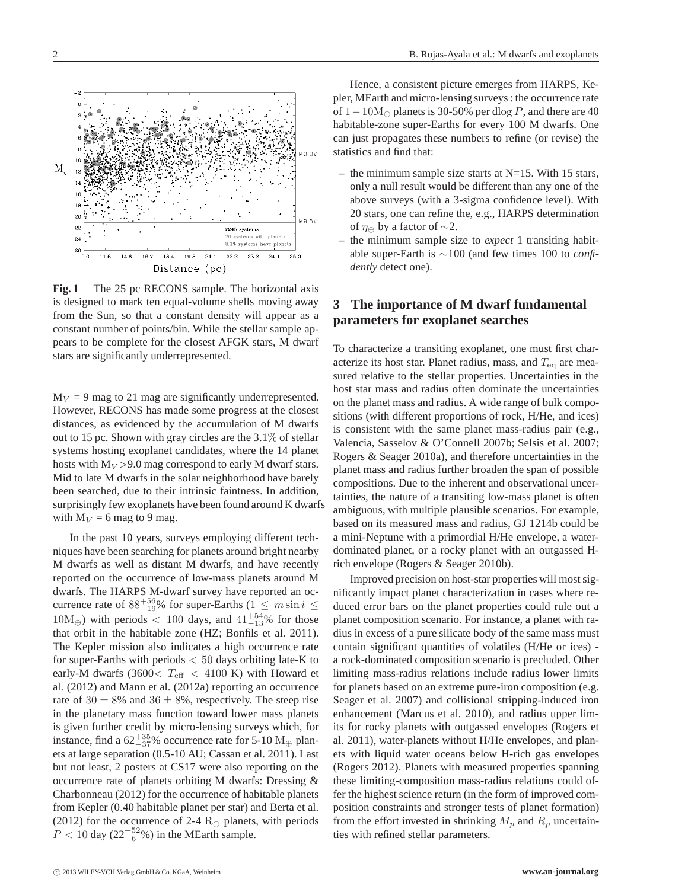$M_v$

-2
0
2
4
6
8
10
12
14
16
18
20
22
24
26

0.0 11.6 14.6 16.7 18.4 19.8 21.1 22.2 23.2 24.1 25.0

Distance (pc)

M0.0V

M9.5V

2245 systems
70 systems with planets
3.1% systems have planets

**Fig. 1** The 25 pc RECONS sample. The horizontal axis is designed to mark ten equal-volume shells moving away from the Sun, so that a constant density will appear as a constant number of points/bin. While the stellar sample appears to be complete for the closest AFGK stars, M dwarf stars are significantly underrepresented.

$M_V$ = 9 mag to 21 mag are significantly underrepresented. However, RECONS has made some progress at the closest distances, as evidenced by the accumulation of M dwarfs out to 15 pc. Shown with gray circles are the 3.1% of stellar systems hosting exoplanet candidates, where the 14 planet hosts with $M_V$>9.0 mag correspond to early M dwarf stars. Mid to late M dwarfs in the solar neighborhood have barely been searched, due to their intrinsic faintness. In addition, surprisingly few exoplanets have been found around K dwarfs with $M_V$ = 6 mag to 9 mag.

In the past 10 years, surveys employing different techniques have been searching for planets around bright nearby M dwarfs as well as distant M dwarfs, and have recently reported on the occurrence of low-mass planets around M dwarfs. The HARPS M-dwarf survey have reported an occurrence rate of $88^{+56}_{-19}$% for super-Earths ($1 \leq m \sin i \leq 10 \mathrm{M}_\oplus$) with periods $< 100$ days, and $41^{+54}_{-13}$% for those that orbit in the habitable zone (HZ; Bonfils et al. 2011). The Kepler mission also indicates a high occurrence rate for super-Earths with periods $< 50$ days orbiting late-K to early-M dwarfs ($3600 < T_{\rm eff} < 4100$ K) with Howard et al. (2012) and Mann et al. (2012a) reporting an occurrence rate of $30 \pm 8$% and $36 \pm 8$%, respectively. The steep rise in the planetary mass function toward lower mass planets is given further credit by micro-lensing surveys which, for instance, find a $62^{+35}_{-37}$% occurrence rate for 5-10 $\mathrm{M}_\oplus$ planets at large separation (0.5-10 AU; Cassan et al. 2011). Last but not least, 2 posters at CS17 were also reporting on the occurrence rate of planets orbiting M dwarfs: Dressing & Charbonneau (2012) for the occurrence of habitable planets from Kepler (0.40 habitable planet per star) and Berta et al. (2012) for the occurrence of 2-4 $\mathrm{R}_\oplus$ planets, with periods $P < 10$ day ($22^{+52}_{-6}$%) in the MEarth sample.

Hence, a consistent picture emerges from HARPS, Kepler, MEarth and micro-lensing surveys : the occurrence rate of $1 - 10\mathrm{M}_\oplus$ planets is 30-50% per $\mathrm{d}\log P$, and there are 40 habitable-zone super-Earths for every 100 M dwarfs. One can just propagates these numbers to refine (or revise) the statistics and find that:

- the minimum sample size starts at N=15. With 15 stars, only a null result would be different than any one of the above surveys (with a 3-sigma confidence level). With 20 stars, one can refine the, e.g., HARPS determination of $\eta_\oplus$ by a factor of $\sim$2.
- the minimum sample size to *expect* 1 transiting habitable super-Earth is $\sim$100 (and few times 100 to *confidently* detect one).

## 3 The importance of M dwarf fundamental parameters for exoplanet searches

To characterize a transiting exoplanet, one must first characterize its host star. Planet radius, mass, and $T_{\rm eq}$ are measured relative to the stellar properties. Uncertainties in the host star mass and radius often dominate the uncertainties on the planet mass and radius. A wide range of bulk compositions (with different proportions of rock, H/He, and ices) is consistent with the same planet mass-radius pair (e.g., Valencia, Sasselov & O'Connell 2007b; Selsis et al. 2007; Rogers & Seager 2010a), and therefore uncertainties in the planet mass and radius further broaden the span of possible compositions. Due to the inherent and observational uncertainties, the nature of a transiting low-mass planet is often ambiguous, with multiple plausible scenarios. For example, based on its measured mass and radius, GJ 1214b could be a mini-Neptune with a primordial H/He envelope, a water-dominated planet, or a rocky planet with an outgassed H-rich envelope (Rogers & Seager 2010b).

Improved precision on host-star properties will most significantly impact planet characterization in cases where reduced error bars on the planet properties could rule out a planet composition scenario. For instance, a planet with radius in excess of a pure silicate body of the same mass must contain significant quantities of volatiles (H/He or ices) - a rock-dominated composition scenario is precluded. Other limiting mass-radius relations include radius lower limits for planets based on an extreme pure-iron composition (e.g. Seager et al. 2007) and collisional stripping-induced iron enhancement (Marcus et al. 2010), and radius upper limits for rocky planets with outgassed envelopes (Rogers et al. 2011), water-planets without H/He envelopes, and planets with liquid water oceans below H-rich gas envelopes (Rogers 2012). Planets with measured properties spanning these limiting-composition mass-radius relations could offer the highest science return (in the form of improved composition constraints and stronger tests of planet formation) from the effort invested in shrinking $M_p$ and $R_p$ uncertainties with refined stellar parameters.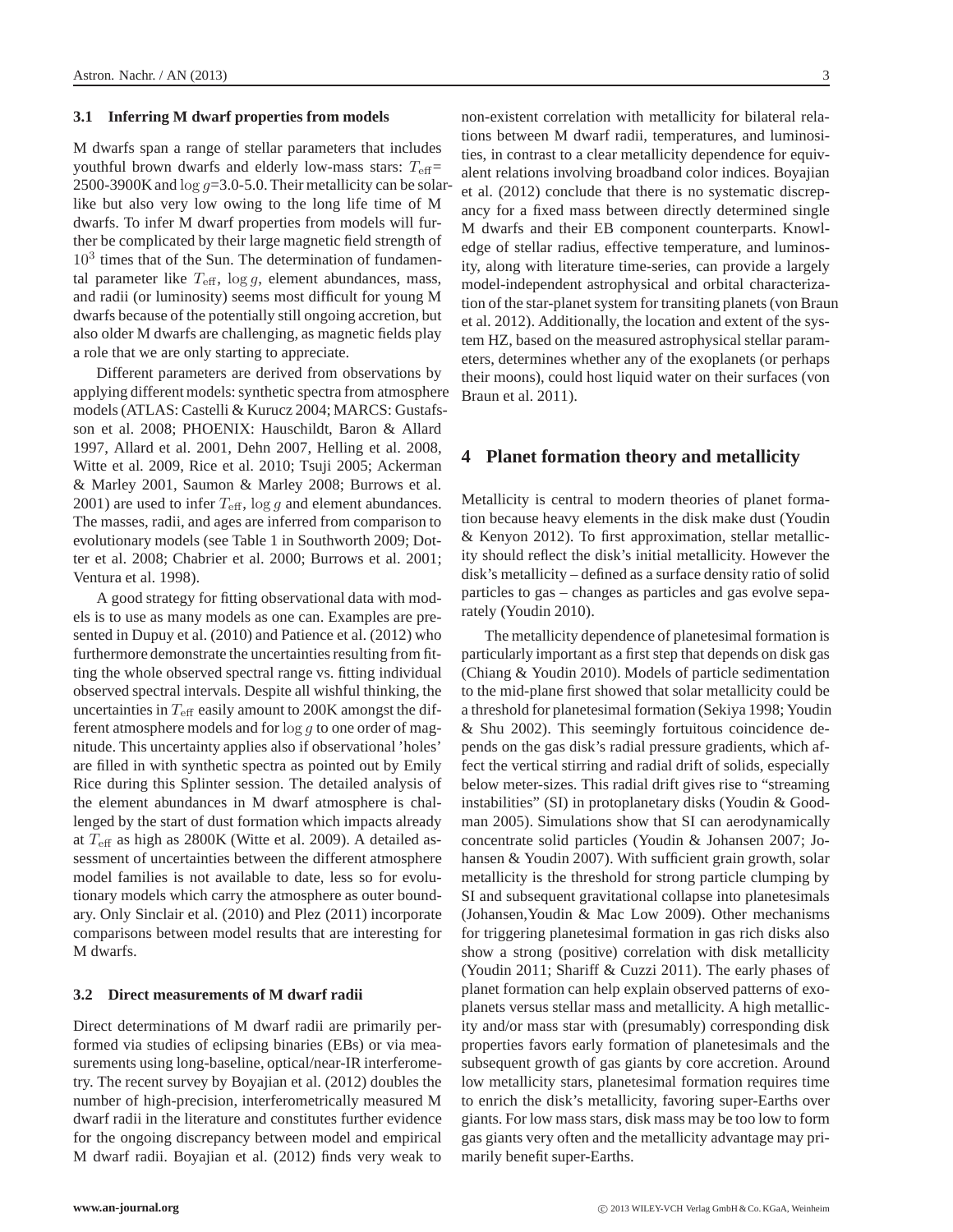### 3.1 Inferring M dwarf properties from models

M dwarfs span a range of stellar parameters that includes youthful brown dwarfs and elderly low-mass stars: $T_{\rm eff}$= 2500-3900K and $\log g$=3.0-5.0. Their metallicity can be solar-like but also very low owing to the long life time of M dwarfs. To infer M dwarf properties from models will further be complicated by their large magnetic field strength of $10^3$ times that of the Sun. The determination of fundamental parameter like $T_{\rm eff}$, $\log g$, element abundances, mass, and radii (or luminosity) seems most difficult for young M dwarfs because of the potentially still ongoing accretion, but also older M dwarfs are challenging, as magnetic fields play a role that we are only starting to appreciate.

Different parameters are derived from observations by applying different models: synthetic spectra from atmosphere models (ATLAS: Castelli & Kurucz 2004; MARCS: Gustafsson et al. 2008; PHOENIX: Hauschildt, Baron & Allard 1997, Allard et al. 2001, Dehn 2007, Helling et al. 2008, Witte et al. 2009, Rice et al. 2010; Tsuji 2005; Ackerman & Marley 2001, Saumon & Marley 2008; Burrows et al. 2001) are used to infer $T_{\rm eff}$, $\log g$ and element abundances. The masses, radii, and ages are inferred from comparison to evolutionary models (see Table 1 in Southworth 2009; Dotter et al. 2008; Chabrier et al. 2000; Burrows et al. 2001; Ventura et al. 1998).

A good strategy for fitting observational data with models is to use as many models as one can. Examples are presented in Dupuy et al. (2010) and Patience et al. (2012) who furthermore demonstrate the uncertainties resulting from fitting the whole observed spectral range vs. fitting individual observed spectral intervals. Despite all wishful thinking, the uncertainties in $T_{\rm eff}$ easily amount to 200K amongst the different atmosphere models and for $\log g$ to one order of magnitude. This uncertainty applies also if observational 'holes' are filled in with synthetic spectra as pointed out by Emily Rice during this Splinter session. The detailed analysis of the element abundances in M dwarf atmosphere is challenged by the start of dust formation which impacts already at $T_{\rm eff}$ as high as 2800K (Witte et al. 2009). A detailed assessment of uncertainties between the different atmosphere model families is not available to date, less so for evolutionary models which carry the atmosphere as outer boundary. Only Sinclair et al. (2010) and Plez (2011) incorporate comparisons between model results that are interesting for M dwarfs.

### 3.2 Direct measurements of M dwarf radii

Direct determinations of M dwarf radii are primarily performed via studies of eclipsing binaries (EBs) or via measurements using long-baseline, optical/near-IR interferometry. The recent survey by Boyajian et al. (2012) doubles the number of high-precision, interferometrically measured M dwarf radii in the literature and constitutes further evidence for the ongoing discrepancy between model and empirical M dwarf radii. Boyajian et al. (2012) finds very weak to non-existent correlation with metallicity for bilateral relations between M dwarf radii, temperatures, and luminosities, in contrast to a clear metallicity dependence for equivalent relations involving broadband color indices. Boyajian et al. (2012) conclude that there is no systematic discrepancy for a fixed mass between directly determined single M dwarfs and their EB component counterparts. Knowledge of stellar radius, effective temperature, and luminosity, along with literature time-series, can provide a largely model-independent astrophysical and orbital characterization of the star-planet system for transiting planets (von Braun et al. 2012). Additionally, the location and extent of the system HZ, based on the measured astrophysical stellar parameters, determines whether any of the exoplanets (or perhaps their moons), could host liquid water on their surfaces (von Braun et al. 2011).

## 4 Planet formation theory and metallicity

Metallicity is central to modern theories of planet formation because heavy elements in the disk make dust (Youdin & Kenyon 2012). To first approximation, stellar metallicity should reflect the disk's initial metallicity. However the disk's metallicity – defined as a surface density ratio of solid particles to gas – changes as particles and gas evolve separately (Youdin 2010).

The metallicity dependence of planetesimal formation is particularly important as a first step that depends on disk gas (Chiang & Youdin 2010). Models of particle sedimentation to the mid-plane first showed that solar metallicity could be a threshold for planetesimal formation (Sekiya 1998; Youdin & Shu 2002). This seemingly fortuitous coincidence depends on the gas disk's radial pressure gradients, which affect the vertical stirring and radial drift of solids, especially below meter-sizes. This radial drift gives rise to "streaming instabilities" (SI) in protoplanetary disks (Youdin & Goodman 2005). Simulations show that SI can aerodynamically concentrate solid particles (Youdin & Johansen 2007; Johansen & Youdin 2007). With sufficient grain growth, solar metallicity is the threshold for strong particle clumping by SI and subsequent gravitational collapse into planetesimals (Johansen,Youdin & Mac Low 2009). Other mechanisms for triggering planetesimal formation in gas rich disks also show a strong (positive) correlation with disk metallicity (Youdin 2011; Shariff & Cuzzi 2011). The early phases of planet formation can help explain observed patterns of exoplanets versus stellar mass and metallicity. A high metallicity and/or mass star with (presumably) corresponding disk properties favors early formation of planetesimals and the subsequent growth of gas giants by core accretion. Around low metallicity stars, planetesimal formation requires time to enrich the disk's metallicity, favoring super-Earths over giants. For low mass stars, disk mass may be too low to form gas giants very often and the metallicity advantage may primarily benefit super-Earths.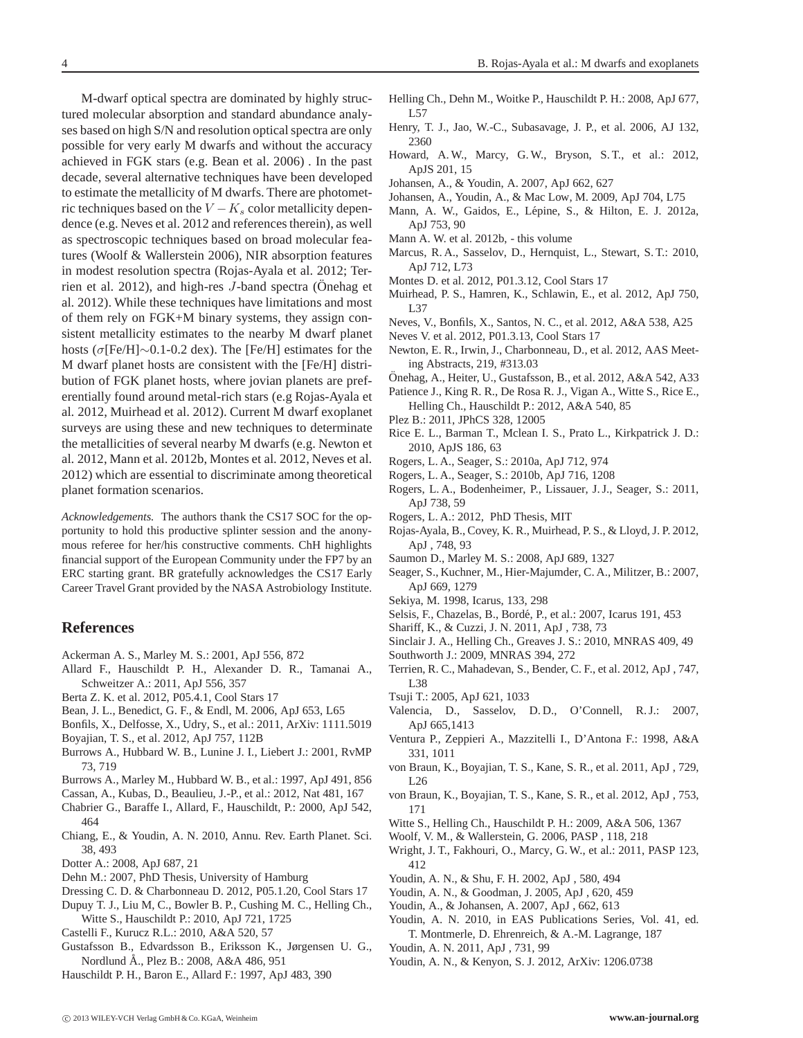M-dwarf optical spectra are dominated by highly structured molecular absorption and standard abundance analyses based on high S/N and resolution optical spectra are only possible for very early M dwarfs and without the accuracy achieved in FGK stars (e.g. Bean et al. 2006) . In the past decade, several alternative techniques have been developed to estimate the metallicity of M dwarfs. There are photometric techniques based on the $V-K_s$ color metallicity dependence (e.g. Neves et al. 2012 and references therein), as well as spectroscopic techniques based on broad molecular features (Woolf & Wallerstein 2006), NIR absorption features in modest resolution spectra (Rojas-Ayala et al. 2012; Terrien et al. 2012), and high-res $J$-band spectra (Önehag et al. 2012). While these techniques have limitations and most of them rely on FGK+M binary systems, they assign consistent metallicity estimates to the nearby M dwarf planet hosts ($\sigma$[Fe/H]$\sim$0.1-0.2 dex). The [Fe/H] estimates for the M dwarf planet hosts are consistent with the [Fe/H] distribution of FGK planet hosts, where jovian planets are preferentially found around metal-rich stars (e.g Rojas-Ayala et al. 2012, Muirhead et al. 2012). Current M dwarf exoplanet surveys are using these and new techniques to determinate the metallicities of several nearby M dwarfs (e.g. Newton et al. 2012, Mann et al. 2012b, Montes et al. 2012, Neves et al. 2012) which are essential to discriminate among theoretical planet formation scenarios.

*Acknowledgements.* The authors thank the CS17 SOC for the opportunity to hold this productive splinter session and the anonymous referee for her/his constructive comments. ChH highlights financial support of the European Community under the FP7 by an ERC starting grant. BR gratefully acknowledges the CS17 Early Career Travel Grant provided by the NASA Astrobiology Institute.

## References

Ackerman A. S., Marley M. S.: 2001, ApJ 556, 872
Allard F., Hauschildt P. H., Alexander D. R., Tamanai A., Schweitzer A.: 2011, ApJ 556, 357
Berta Z. K. et al. 2012, P05.4.1, Cool Stars 17
Bean, J. L., Benedict, G. F., & Endl, M. 2006, ApJ 653, L65
Bonfils, X., Delfosse, X., Udry, S., et al.: 2011, ArXiv: 1111.5019
Boyajian, T. S., et al. 2012, ApJ 757, 112B
Burrows A., Hubbard W. B., Lunine J. I., Liebert J.: 2001, RvMP 73, 719
Burrows A., Marley M., Hubbard W. B., et al.: 1997, ApJ 491, 856
Cassan, A., Kubas, D., Beaulieu, J.-P., et al.: 2012, Nat 481, 167
Chabrier G., Baraffe I., Allard, F., Hauschildt, P.: 2000, ApJ 542, 464
Chiang, E., & Youdin, A. N. 2010, Annu. Rev. Earth Planet. Sci. 38, 493
Dotter A.: 2008, ApJ 687, 21
Dehn M.: 2007, PhD Thesis, University of Hamburg
Dressing C. D. & Charbonneau D. 2012, P05.1.20, Cool Stars 17
Dupuy T. J., Liu M, C., Bowler B. P., Cushing M. C., Helling Ch., Witte S., Hauschildt P.: 2010, ApJ 721, 1725
Castelli F., Kurucz R.L.: 2010, A&A 520, 57
Gustafsson B., Edvardsson B., Eriksson K., Jørgensen U. G., Nordlund Å., Plez B.: 2008, A&A 486, 951
Hauschildt P. H., Baron E., Allard F.: 1997, ApJ 483, 390
Helling Ch., Dehn M., Woitke P., Hauschildt P. H.: 2008, ApJ 677, L57
Henry, T. J., Jao, W.-C., Subasavage, J. P., et al. 2006, AJ 132, 2360
Howard, A. W., Marcy, G. W., Bryson, S. T., et al.: 2012, ApJS 201, 15
Johansen, A., & Youdin, A. 2007, ApJ 662, 627
Johansen, A., Youdin, A., & Mac Low, M. 2009, ApJ 704, L75
Mann, A. W., Gaidos, E., Lépine, S., & Hilton, E. J. 2012a, ApJ 753, 90
Mann A. W. et al. 2012b, - this volume
Marcus, R. A., Sasselov, D., Hernquist, L., Stewart, S. T.: 2010, ApJ 712, L73
Montes D. et al. 2012, P01.3.12, Cool Stars 17
Muirhead, P. S., Hamren, K., Schlawin, E., et al. 2012, ApJ 750, L37
Neves, V., Bonfils, X., Santos, N. C., et al. 2012, A&A 538, A25
Neves V. et al. 2012, P01.3.13, Cool Stars 17
Newton, E. R., Irwin, J., Charbonneau, D., et al. 2012, AAS Meeting Abstracts, 219, #313.03
Önehag, A., Heiter, U., Gustafsson, B., et al. 2012, A&A 542, A33
Patience J., King R. R., De Rosa R. J., Vigan A., Witte S., Rice E., Helling Ch., Hauschildt P.: 2012, A&A 540, 85
Plez B.: 2011, JPhCS 328, 12005
Rice E. L., Barman T., Mclean I. S., Prato L., Kirkpatrick J. D.: 2010, ApJS 186, 63
Rogers, L. A., Seager, S.: 2010a, ApJ 712, 974
Rogers, L. A., Seager, S.: 2010b, ApJ 716, 1208
Rogers, L. A., Bodenheimer, P., Lissauer, J. J., Seager, S.: 2011, ApJ 738, 59
Rogers, L. A.: 2012, PhD Thesis, MIT
Rojas-Ayala, B., Covey, K. R., Muirhead, P. S., & Lloyd, J. P. 2012, ApJ , 748, 93
Saumon D., Marley M. S.: 2008, ApJ 689, 1327
Seager, S., Kuchner, M., Hier-Majumder, C. A., Militzer, B.: 2007, ApJ 669, 1279
Sekiya, M. 1998, Icarus, 133, 298
Selsis, F., Chazelas, B., Bordé, P., et al.: 2007, Icarus 191, 453
Shariff, K., & Cuzzi, J. N. 2011, ApJ , 738, 73
Sinclair J. A., Helling Ch., Greaves J. S.: 2010, MNRAS 409, 49
Southworth J.: 2009, MNRAS 394, 272
Terrien, R. C., Mahadevan, S., Bender, C. F., et al. 2012, ApJ , 747, L38
Tsuji T.: 2005, ApJ 621, 1033
Valencia, D., Sasselov, D. D., O'Connell, R. J.: 2007, ApJ 665,1413
Ventura P., Zeppieri A., Mazzitelli I., D'Antona F.: 1998, A&A 331, 1011
von Braun, K., Boyajian, T. S., Kane, S. R., et al. 2011, ApJ , 729, L26
von Braun, K., Boyajian, T. S., Kane, S. R., et al. 2012, ApJ , 753, 171
Witte S., Helling Ch., Hauschildt P. H.: 2009, A&A 506, 1367
Woolf, V. M., & Wallerstein, G. 2006, PASP , 118, 218
Wright, J. T., Fakhouri, O., Marcy, G. W., et al.: 2011, PASP 123, 412
Youdin, A. N., & Shu, F. H. 2002, ApJ , 580, 494
Youdin, A. N., & Goodman, J. 2005, ApJ , 620, 459
Youdin, A., & Johansen, A. 2007, ApJ , 662, 613
Youdin, A. N. 2010, in EAS Publications Series, Vol. 41, ed. T. Montmerle, D. Ehrenreich, & A.-M. Lagrange, 187
Youdin, A. N. 2011, ApJ , 731, 99
Youdin, A. N., & Kenyon, S. J. 2012, ArXiv: 1206.0738